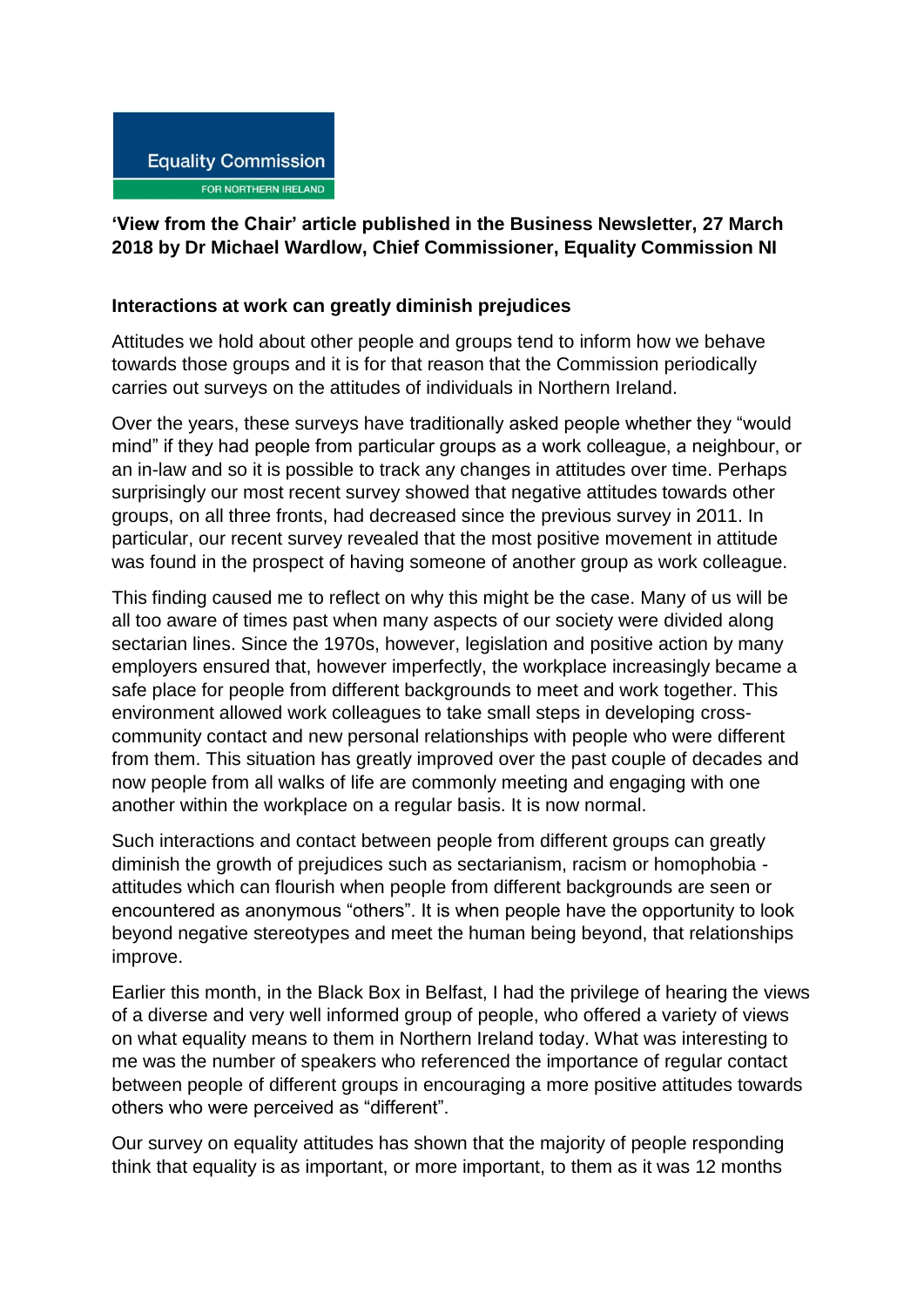Equality Commission

FOR NORTHERN IRELAND

**'View from the Chair' article published in the Business Newsletter, 27 March 2018 by Dr Michael Wardlow, Chief Commissioner, Equality Commission NI**

**Interactions at work can greatly diminish prejudices**

Attitudes we hold about other people and groups tend to inform how we behave towards those groups and it is for that reason that the Commission periodically carries out surveys on the attitudes of individuals in Northern Ireland.

Over the years, these surveys have traditionally asked people whether they "would mind" if they had people from particular groups as a work colleague, a neighbour, or an in-law and so it is possible to track any changes in attitudes over time. Perhaps surprisingly our most recent survey showed that negative attitudes towards other groups, on all three fronts, had decreased since the previous survey in 2011. In particular, our recent survey revealed that the most positive movement in attitude was found in the prospect of having someone of another group as work colleague.

This finding caused me to reflect on why this might be the case. Many of us will be all too aware of times past when many aspects of our society were divided along sectarian lines. Since the 1970s, however, legislation and positive action by many employers ensured that, however imperfectly, the workplace increasingly became a safe place for people from different backgrounds to meet and work together. This environment allowed work colleagues to take small steps in developing cross-community contact and new personal relationships with people who were different from them. This situation has greatly improved over the past couple of decades and now people from all walks of life are commonly meeting and engaging with one another within the workplace on a regular basis. It is now normal.

Such interactions and contact between people from different groups can greatly diminish the growth of prejudices such as sectarianism, racism or homophobia - attitudes which can flourish when people from different backgrounds are seen or encountered as anonymous "others". It is when people have the opportunity to look beyond negative stereotypes and meet the human being beyond, that relationships improve.

Earlier this month, in the Black Box in Belfast, I had the privilege of hearing the views of a diverse and very well informed group of people, who offered a variety of views on what equality means to them in Northern Ireland today. What was interesting to me was the number of speakers who referenced the importance of regular contact between people of different groups in encouraging a more positive attitudes towards others who were perceived as "different".

Our survey on equality attitudes has shown that the majority of people responding think that equality is as important, or more important, to them as it was 12 months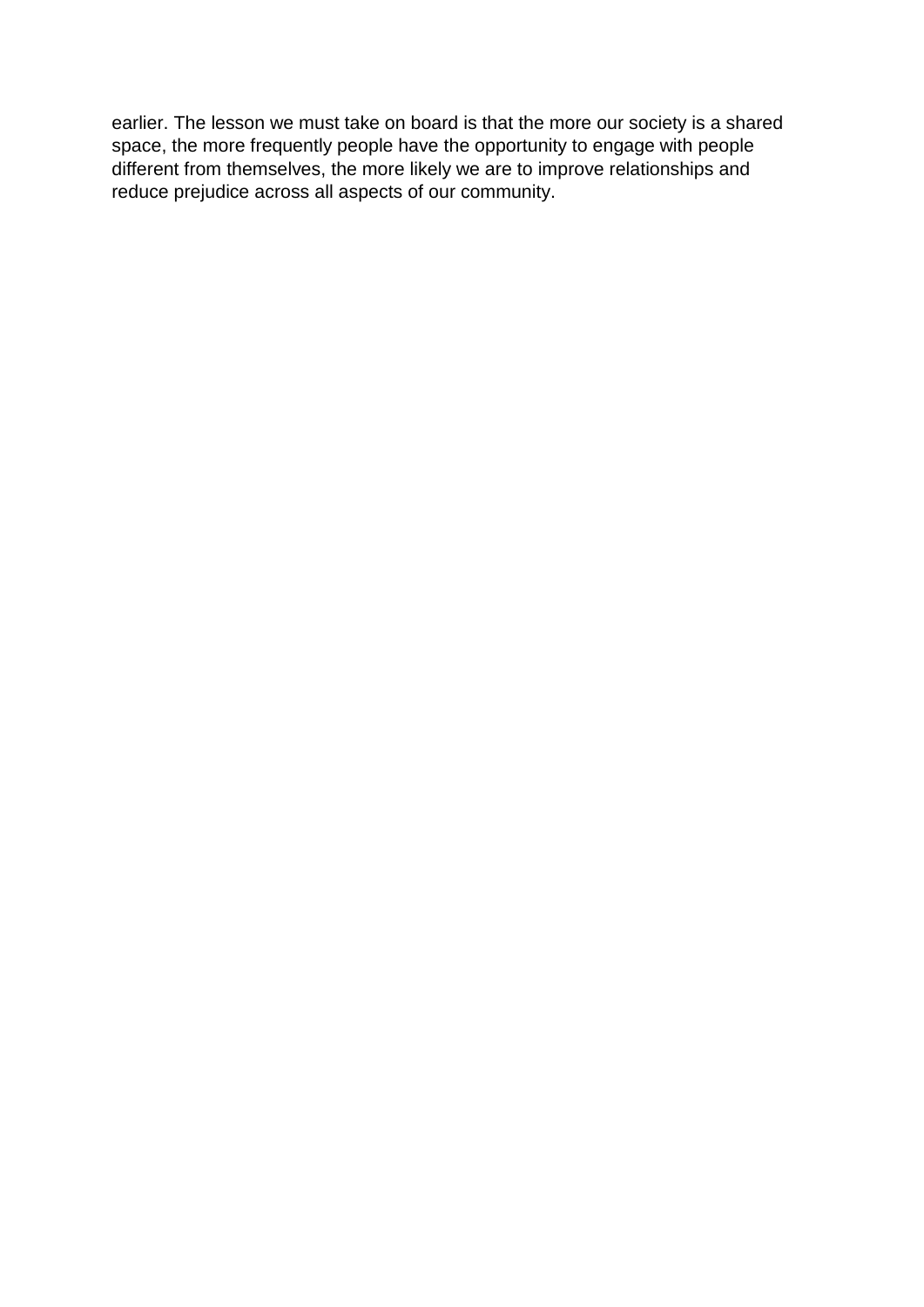earlier. The lesson we must take on board is that the more our society is a shared space, the more frequently people have the opportunity to engage with people different from themselves, the more likely we are to improve relationships and reduce prejudice across all aspects of our community.